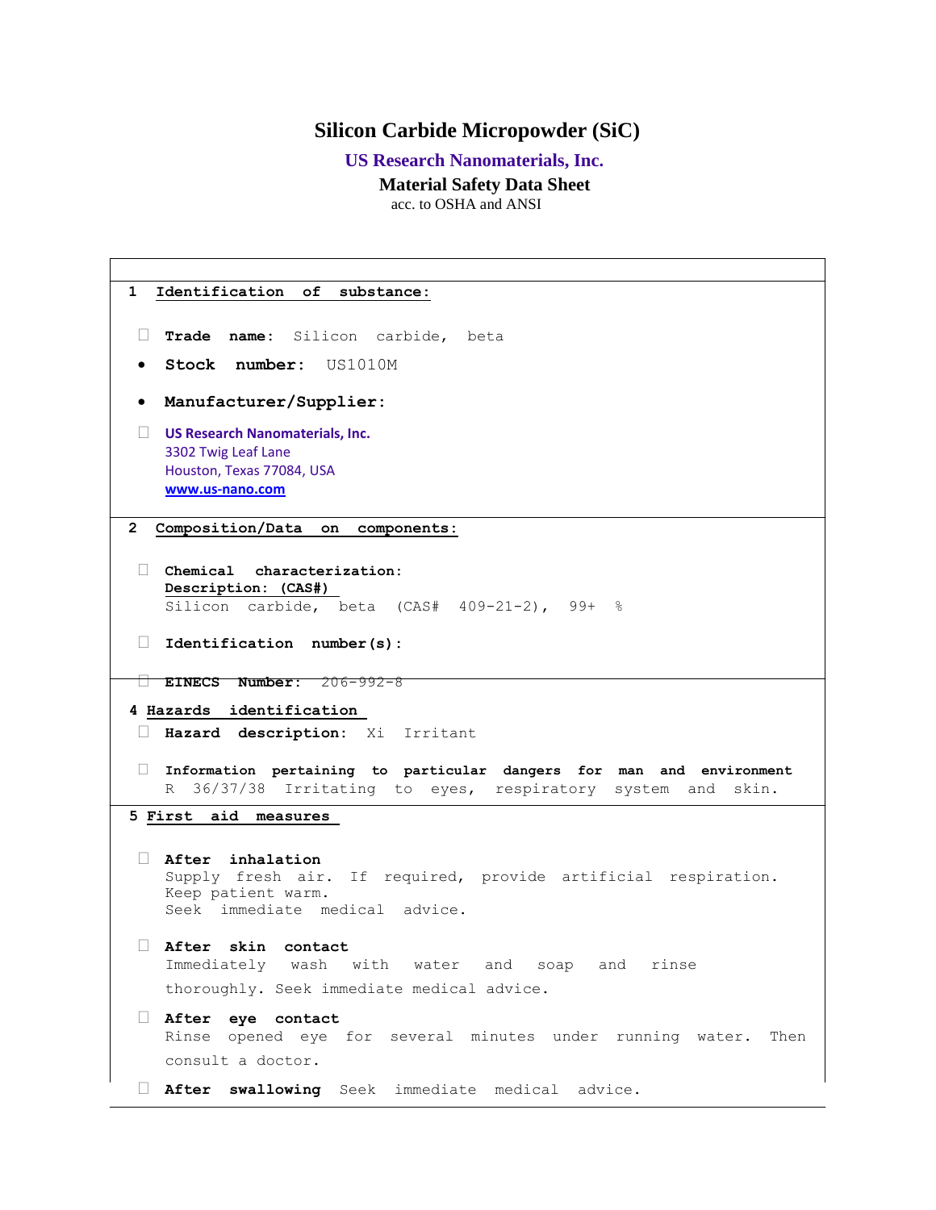# Silicon Carbide Micropowder (SiC)

**US Research Nanomaterials, Inc.**

**Material Safety Data Sheet**

acc. to OSHA and ANSI

## 1 Identification of substance:

- **Trade name:** Silicon carbide, beta
- **Stock number:** US1010M
- **Manufacturer/Supplier:**
- **US Research Nanomaterials, Inc.**
  3302 Twig Leaf Lane
  Houston, Texas 77084, USA
  **www.us-nano.com**

## 2 Composition/Data on components:

- **Chemical characterization:**
  **Description: (CAS#)**
  Silicon carbide, beta (CAS# 409-21-2), 99+ %
- **Identification number(s):**
- **EINECS Number:** 206-992-8

## 4 Hazards identification

- **Hazard description:** Xi Irritant
- **Information pertaining to particular dangers for man and environment**
  R 36/37/38 Irritating to eyes, respiratory system and skin.

## 5 First aid measures

- **After inhalation**
  Supply fresh air. If required, provide artificial respiration.
  Keep patient warm.
  Seek immediate medical advice.
- **After skin contact**
  Immediately wash with water and soap and rinse thoroughly. Seek immediate medical advice.
- **After eye contact**
  Rinse opened eye for several minutes under running water. Then consult a doctor.
- **After swallowing** Seek immediate medical advice.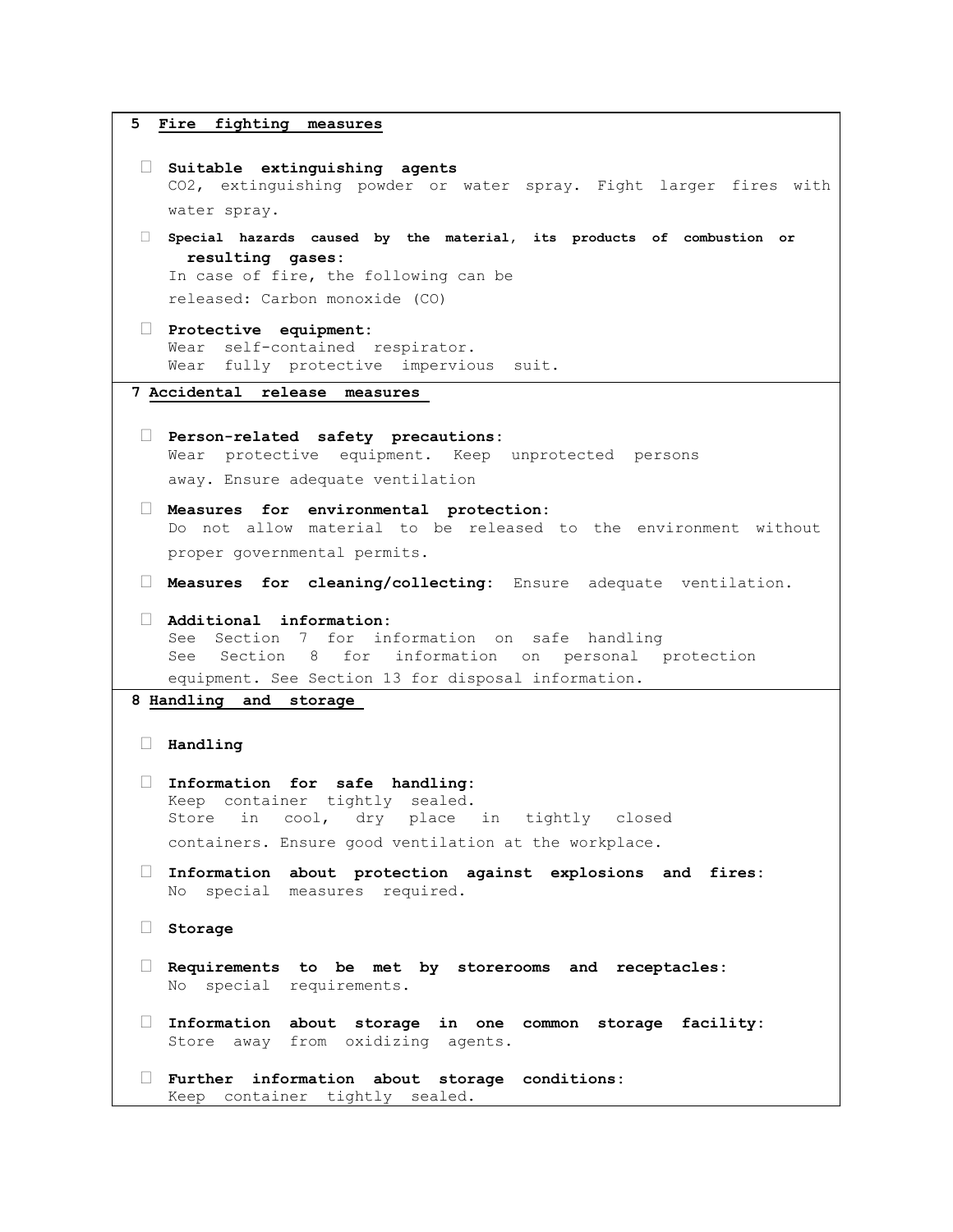## 5 Fire fighting measures

- **Suitable extinguishing agents**
  $CO_2$, extinguishing powder or water spray. Fight larger fires with water spray.
- **Special hazards caused by the material, its products of combustion or resulting gases:**
  In case of fire, the following can be released: Carbon monoxide (CO)
- **Protective equipment:**
  Wear self-contained respirator.
  Wear fully protective impervious suit.

## 7 Accidental release measures

- **Person-related safety precautions:**
  Wear protective equipment. Keep unprotected persons away. Ensure adequate ventilation
- **Measures for environmental protection:**
  Do not allow material to be released to the environment without proper governmental permits.
- **Measures for cleaning/collecting:** Ensure adequate ventilation.
- **Additional information:**
  See Section 7 for information on safe handling
  See Section 8 for information on personal protection equipment. See Section 13 for disposal information.

## 8 Handling and storage

- **Handling**
- **Information for safe handling:**
  Keep container tightly sealed.
  Store in cool, dry place in tightly closed containers. Ensure good ventilation at the workplace.
- **Information about protection against explosions and fires:**
  No special measures required.
- **Storage**
- **Requirements to be met by storerooms and receptacles:**
  No special requirements.
- **Information about storage in one common storage facility:**
  Store away from oxidizing agents.
- **Further information about storage conditions:**
  Keep container tightly sealed.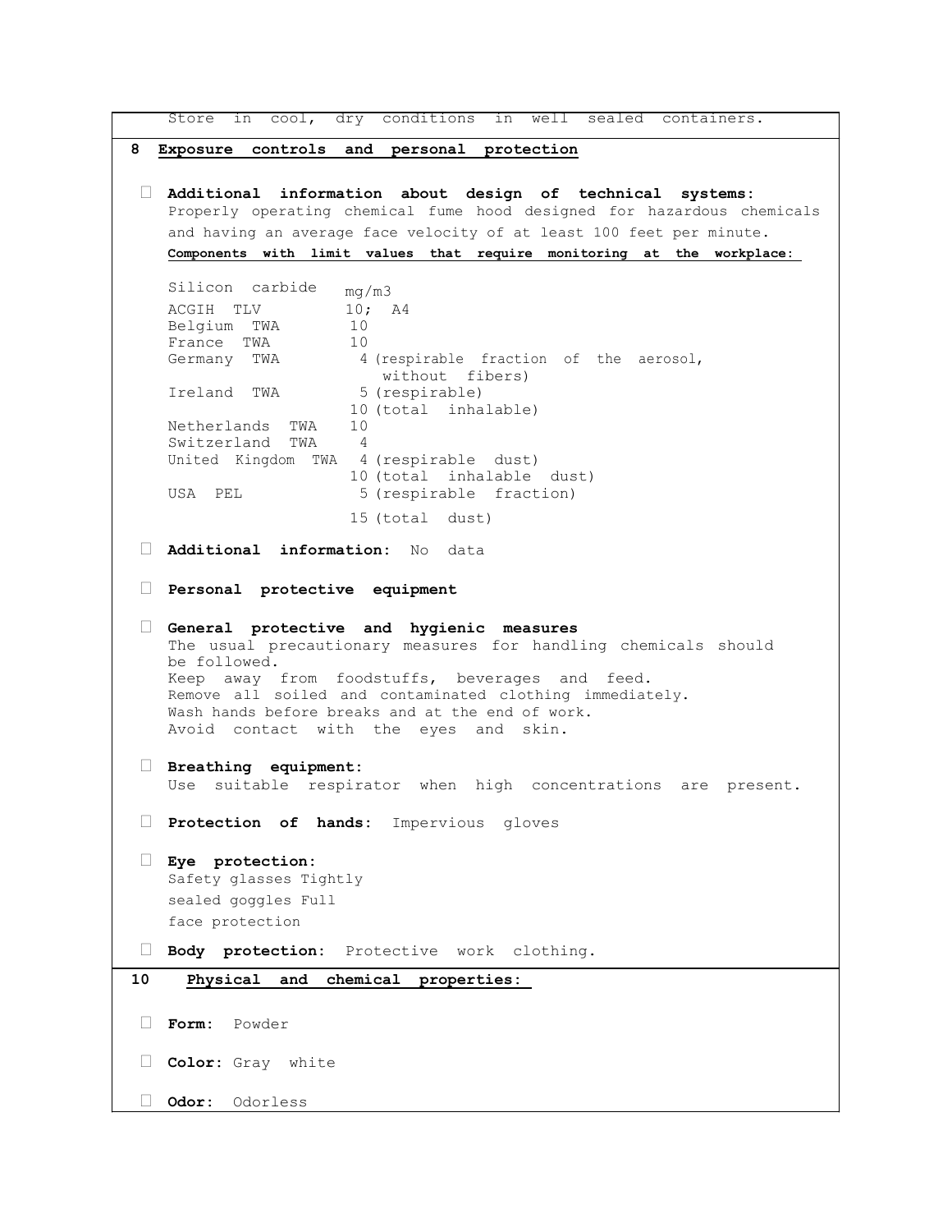Store in cool, dry conditions in well sealed containers.

## 8 Exposure controls and personal protection

- **Additional information about design of technical systems:** Properly operating chemical fume hood designed for hazardous chemicals and having an average face velocity of at least 100 feet per minute.

**Components with limit values that require monitoring at the workplace:**

| Silicon carbide | mg/m3 |
|---|---|
| ACGIH TLV | 10; A4 |
| Belgium TWA | 10 |
| France TWA | 10 |
| Germany TWA | 4 (respirable fraction of the aerosol, without fibers) |
| Ireland TWA | 5 (respirable) |
| | 10 (total inhalable) |
| Netherlands TWA | 10 |
| Switzerland TWA | 4 |
| United Kingdom TWA | 4 (respirable dust) |
| | 10 (total inhalable dust) |
| USA PEL | 5 (respirable fraction) |
| | 15 (total dust) |

- **Additional information:** No data

- **Personal protective equipment**

- **General protective and hygienic measures**
  The usual precautionary measures for handling chemicals should be followed.
  Keep away from foodstuffs, beverages and feed.
  Remove all soiled and contaminated clothing immediately.
  Wash hands before breaks and at the end of work.
  Avoid contact with the eyes and skin.

- **Breathing equipment:**
  Use suitable respirator when high concentrations are present.

- **Protection of hands:** Impervious gloves

- **Eye protection:**
  Safety glasses Tightly
  sealed goggles Full
  face protection

- **Body protection:** Protective work clothing.

## 10 Physical and chemical properties:

- **Form:** Powder

- **Color:** Gray white

- **Odor:** Odorless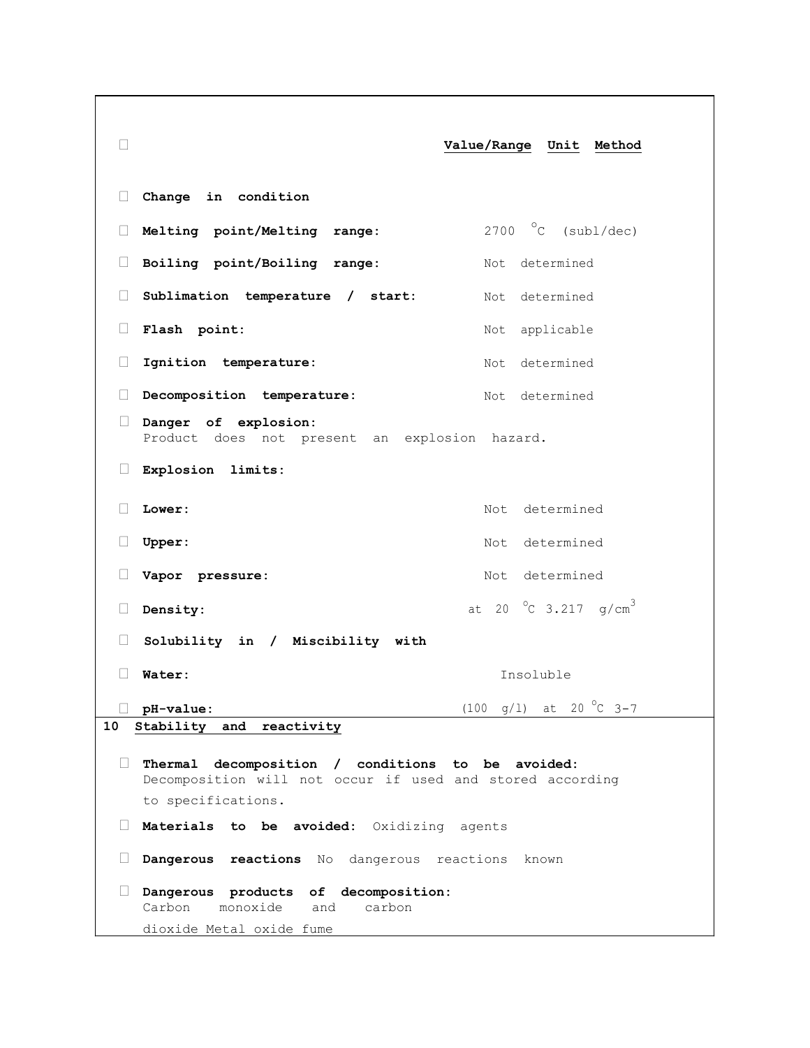| | Value/Range Unit Method |
|---|---|
| **Change in condition** | |
| **Melting point/Melting range:** | 2700 °C (subl/dec) |
| **Boiling point/Boiling range:** | Not determined |
| **Sublimation temperature / start:** | Not determined |
| **Flash point:** | Not applicable |
| **Ignition temperature:** | Not determined |
| **Decomposition temperature:** | Not determined |

**Danger of explosion:**
Product does not present an explosion hazard.

| **Explosion limits:** | |
|---|---|
| **Lower:** | Not determined |
| **Upper:** | Not determined |
| **Vapor pressure:** | Not determined |
| **Density:** | at 20 °C 3.217 $g/cm^3$ |
| **Solubility in / Miscibility with** | |
| **Water:** | Insoluble |
| **pH-value:** | (100 g/l) at 20 °C 3-7 |

## 10 Stability and reactivity

**Thermal decomposition / conditions to be avoided:**
Decomposition will not occur if used and stored according to specifications.

**Materials to be avoided:** Oxidizing agents

**Dangerous reactions** No dangerous reactions known

**Dangerous products of decomposition:**
Carbon monoxide and carbon dioxide Metal oxide fume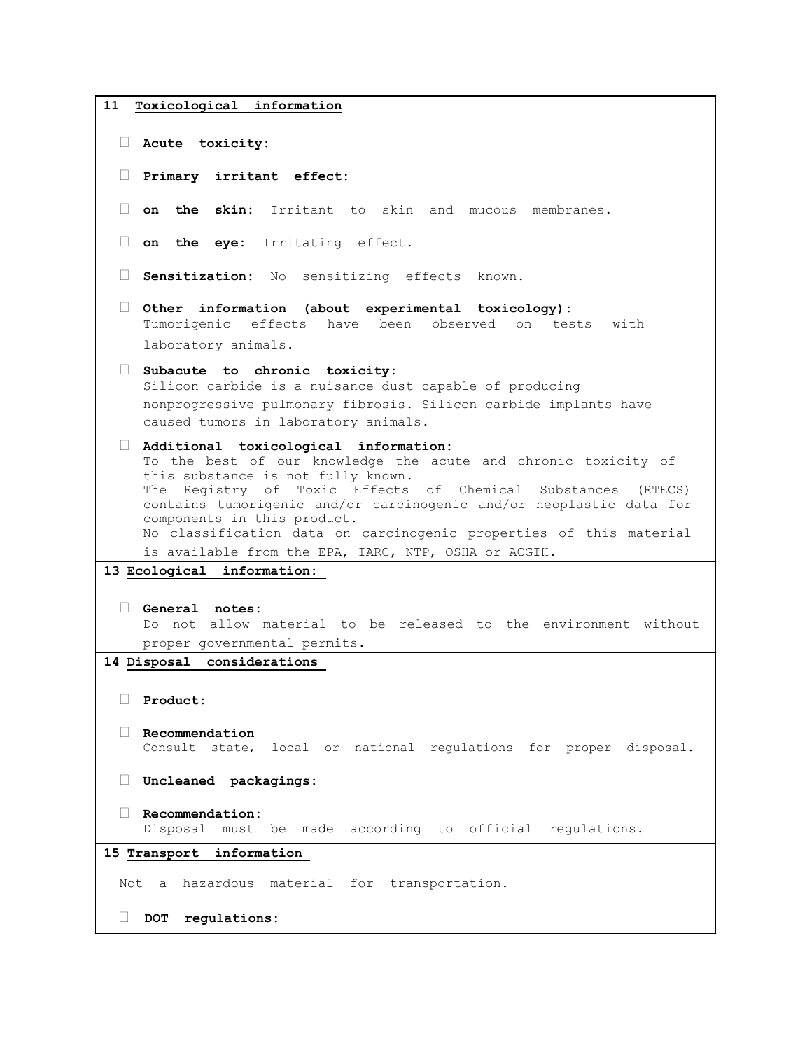## 11 Toxicological information

- **Acute toxicity:**
- **Primary irritant effect:**
- **on the skin:** Irritant to skin and mucous membranes.
- **on the eye:** Irritating effect.
- **Sensitization:** No sensitizing effects known.
- **Other information (about experimental toxicology):**
  Tumorigenic effects have been observed on tests with laboratory animals.
- **Subacute to chronic toxicity:**
  Silicon carbide is a nuisance dust capable of producing nonprogressive pulmonary fibrosis. Silicon carbide implants have caused tumors in laboratory animals.
- **Additional toxicological information:**
  To the best of our knowledge the acute and chronic toxicity of this substance is not fully known.
  The Registry of Toxic Effects of Chemical Substances (RTECS) contains tumorigenic and/or carcinogenic and/or neoplastic data for components in this product.
  No classification data on carcinogenic properties of this material is available from the EPA, IARC, NTP, OSHA or ACGIH.

## 13 Ecological information:

- **General notes:**
  Do not allow material to be released to the environment without proper governmental permits.

## 14 Disposal considerations

- **Product:**
- **Recommendation**
  Consult state, local or national regulations for proper disposal.
- **Uncleaned packagings:**
- **Recommendation:**
  Disposal must be made according to official regulations.

## 15 Transport information

Not a hazardous material for transportation.

- **DOT regulations:**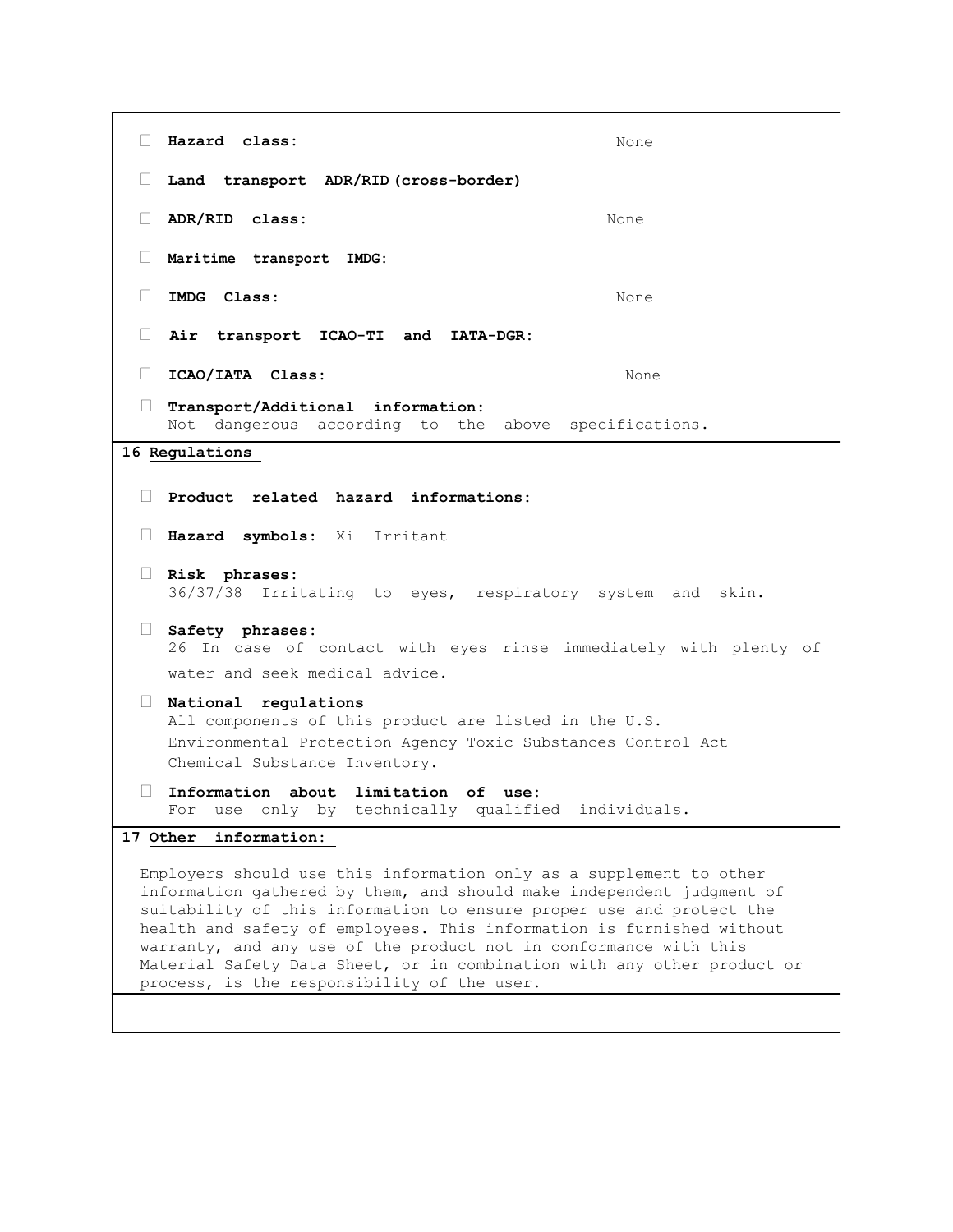- **Hazard class:** None
- **Land transport ADR/RID (cross-border)**
- **ADR/RID class:** None
- **Maritime transport IMDG:**
- **IMDG Class:** None
- **Air transport ICAO-TI and IATA-DGR:**
- **ICAO/IATA Class:** None
- **Transport/Additional information:**
  Not dangerous according to the above specifications.

## 16 Regulations

- **Product related hazard informations:**
- **Hazard symbols:** Xi Irritant
- **Risk phrases:**
  36/37/38 Irritating to eyes, respiratory system and skin.
- **Safety phrases:**
  26 In case of contact with eyes rinse immediately with plenty of water and seek medical advice.
- **National regulations**
  All components of this product are listed in the U.S. Environmental Protection Agency Toxic Substances Control Act Chemical Substance Inventory.
- **Information about limitation of use:**
  For use only by technically qualified individuals.

## 17 Other information:

Employers should use this information only as a supplement to other information gathered by them, and should make independent judgment of suitability of this information to ensure proper use and protect the health and safety of employees. This information is furnished without warranty, and any use of the product not in conformance with this Material Safety Data Sheet, or in combination with any other product or process, is the responsibility of the user.